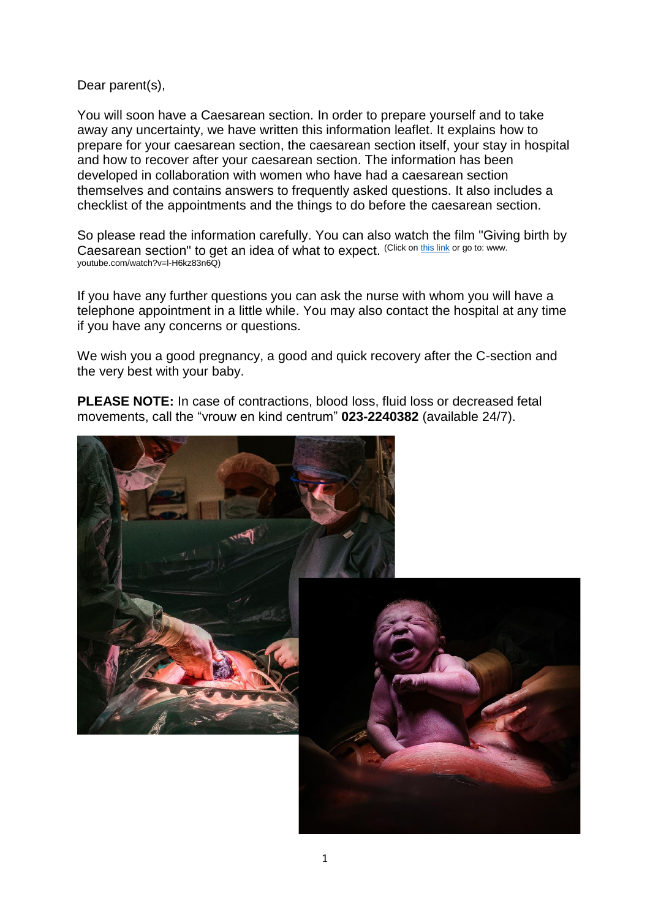Dear parent(s),

You will soon have a Caesarean section. In order to prepare yourself and to take away any uncertainty, we have written this information leaflet. It explains how to prepare for your caesarean section, the caesarean section itself, your stay in hospital and how to recover after your caesarean section. The information has been developed in collaboration with women who have had a caesarean section themselves and contains answers to frequently asked questions. It also includes a checklist of the appointments and the things to do before the caesarean section.

So please read the information carefully. You can also watch the film "Giving birth by Caesarean section" to get an idea of what to expect. (Click on this link or go to: www.youtube.com/watch?v=l-H6kz83n6Q)

If you have any further questions you can ask the nurse with whom you will have a telephone appointment in a little while. You may also contact the hospital at any time if you have any concerns or questions.

We wish you a good pregnancy, a good and quick recovery after the C-section and the very best with your baby.

**PLEASE NOTE:** In case of contractions, blood loss, fluid loss or decreased fetal movements, call the "vrouw en kind centrum" **023-2240382** (available 24/7).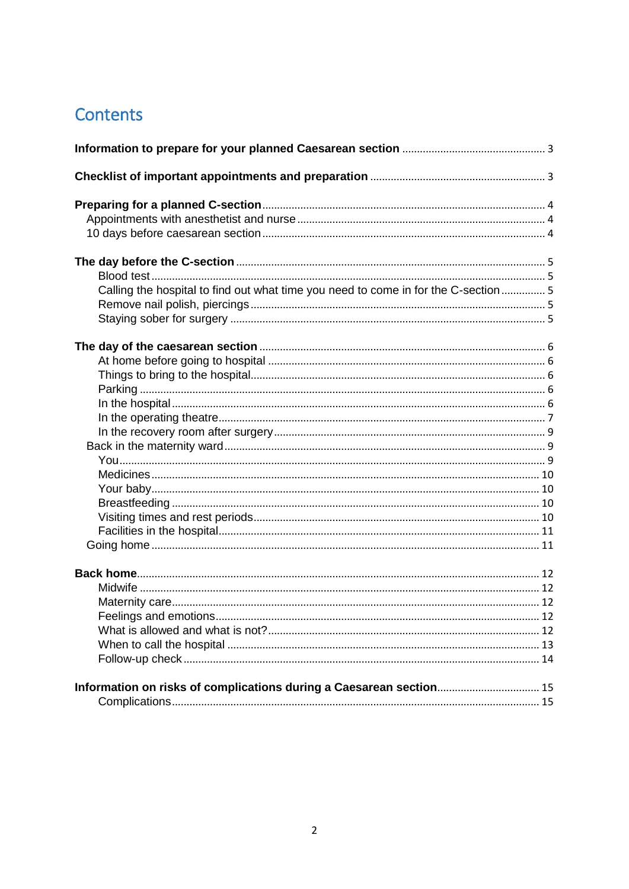# Contents

**Information to prepare for your planned Caesarean section** ........ 3

**Checklist of important appointments and preparation** ........ 3

**Preparing for a planned C-section** ........ 4
- Appointments with anesthetist and nurse ........ 4
- 10 days before caesarean section ........ 4

**The day before the C-section** ........ 5
- Blood test ........ 5
- Calling the hospital to find out what time you need to come in for the C-section ........ 5
- Remove nail polish, piercings ........ 5
- Staying sober for surgery ........ 5

**The day of the caesarean section** ........ 6
- At home before going to hospital ........ 6
- Things to bring to the hospital ........ 6
- Parking ........ 6
- In the hospital ........ 6
- In the operating theatre ........ 7
- In the recovery room after surgery ........ 9
- Back in the maternity ward ........ 9
  - You ........ 9
  - Medicines ........ 10
  - Your baby ........ 10
  - Breastfeeding ........ 10
  - Visiting times and rest periods ........ 10
  - Facilities in the hospital ........ 11
- Going home ........ 11

**Back home** ........ 12
- Midwife ........ 12
- Maternity care ........ 12
- Feelings and emotions ........ 12
- What is allowed and what is not? ........ 12
- When to call the hospital ........ 13
- Follow-up check ........ 14

**Information on risks of complications during a Caesarean section** ........ 15
- Complications ........ 15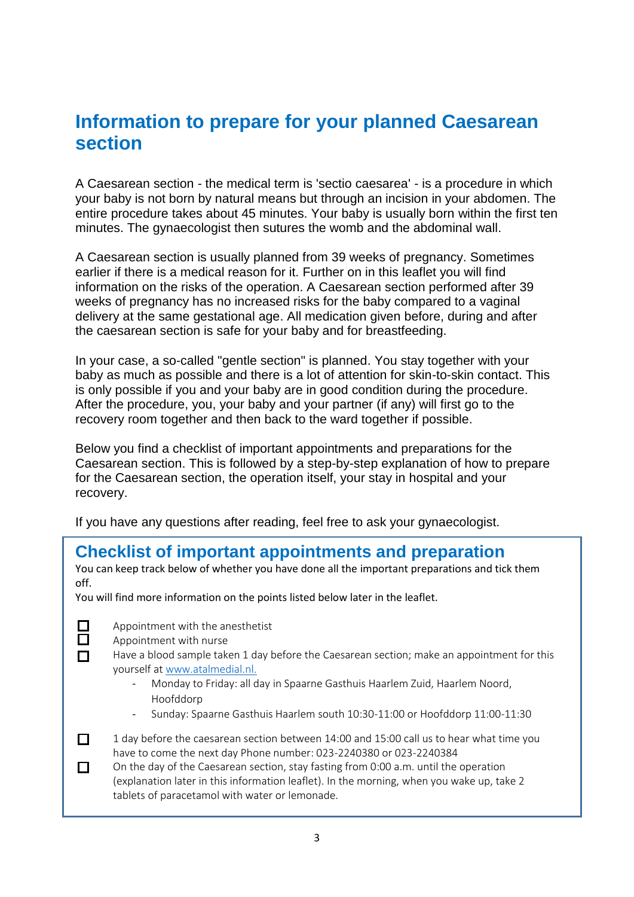# Information to prepare for your planned Caesarean section

A Caesarean section - the medical term is 'sectio caesarea' - is a procedure in which your baby is not born by natural means but through an incision in your abdomen. The entire procedure takes about 45 minutes. Your baby is usually born within the first ten minutes. The gynaecologist then sutures the womb and the abdominal wall.

A Caesarean section is usually planned from 39 weeks of pregnancy. Sometimes earlier if there is a medical reason for it. Further on in this leaflet you will find information on the risks of the operation. A Caesarean section performed after 39 weeks of pregnancy has no increased risks for the baby compared to a vaginal delivery at the same gestational age. All medication given before, during and after the caesarean section is safe for your baby and for breastfeeding.

In your case, a so-called "gentle section" is planned. You stay together with your baby as much as possible and there is a lot of attention for skin-to-skin contact. This is only possible if you and your baby are in good condition during the procedure. After the procedure, you, your baby and your partner (if any) will first go to the recovery room together and then back to the ward together if possible.

Below you find a checklist of important appointments and preparations for the Caesarean section. This is followed by a step-by-step explanation of how to prepare for the Caesarean section, the operation itself, your stay in hospital and your recovery.

If you have any questions after reading, feel free to ask your gynaecologist.

## Checklist of important appointments and preparation

You can keep track below of whether you have done all the important preparations and tick them off.
You will find more information on the points listed below later in the leaflet.

- [ ] Appointment with the anesthetist
- [ ] Appointment with nurse
- [ ] Have a blood sample taken 1 day before the Caesarean section; make an appointment for this yourself at www.atalmedial.nl.
  - Monday to Friday: all day in Spaarne Gasthuis Haarlem Zuid, Haarlem Noord, Hoofddorp
  - Sunday: Spaarne Gasthuis Haarlem south 10:30-11:00 or Hoofddorp 11:00-11:30
- [ ] 1 day before the caesarean section between 14:00 and 15:00 call us to hear what time you have to come the next day Phone number: 023-2240380 or 023-2240384
- [ ] On the day of the Caesarean section, stay fasting from 0:00 a.m. until the operation (explanation later in this information leaflet). In the morning, when you wake up, take 2 tablets of paracetamol with water or lemonade.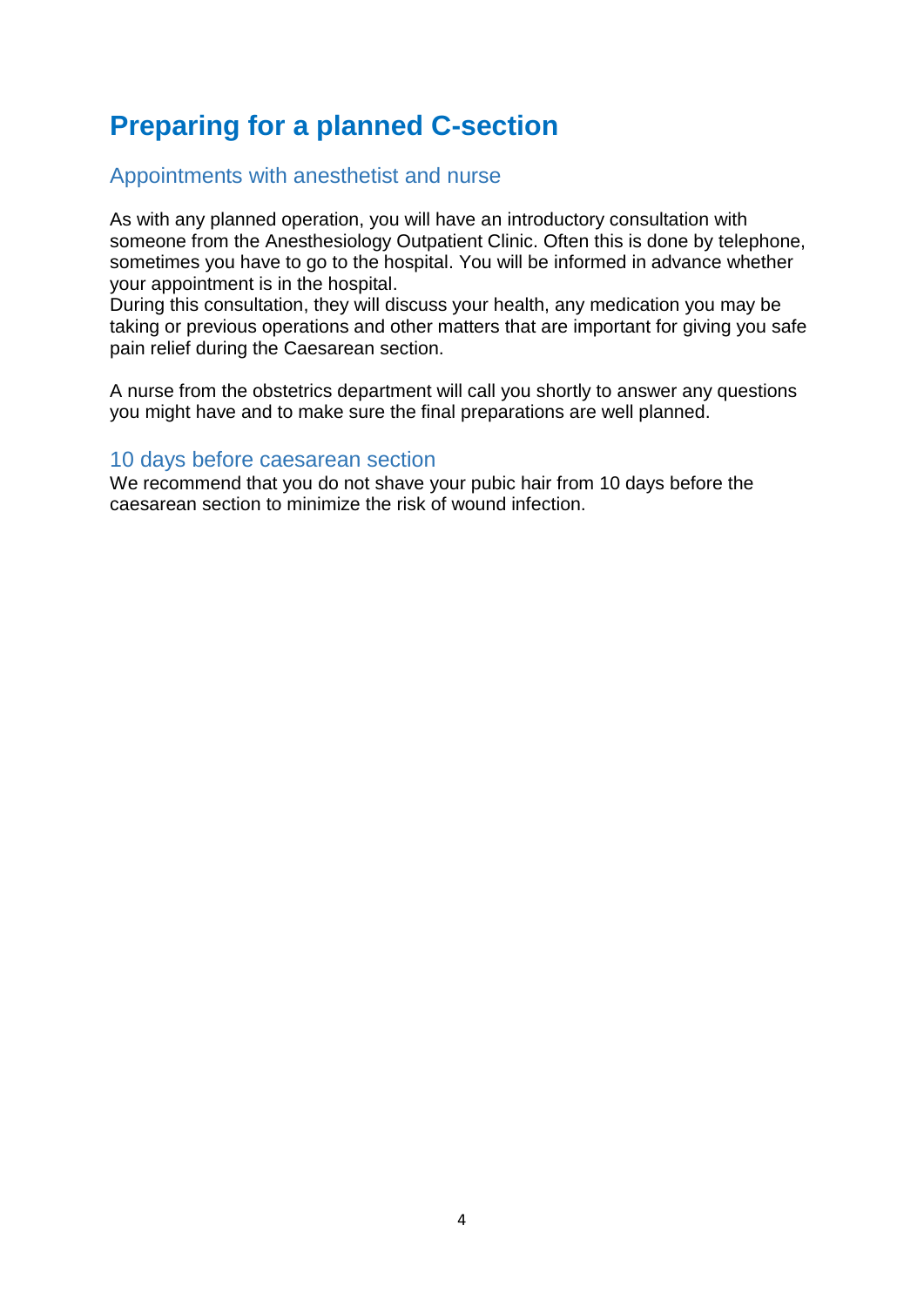# Preparing for a planned C-section

## Appointments with anesthetist and nurse

As with any planned operation, you will have an introductory consultation with someone from the Anesthesiology Outpatient Clinic. Often this is done by telephone, sometimes you have to go to the hospital. You will be informed in advance whether your appointment is in the hospital.
During this consultation, they will discuss your health, any medication you may be taking or previous operations and other matters that are important for giving you safe pain relief during the Caesarean section.

A nurse from the obstetrics department will call you shortly to answer any questions you might have and to make sure the final preparations are well planned.

## 10 days before caesarean section

We recommend that you do not shave your pubic hair from 10 days before the caesarean section to minimize the risk of wound infection.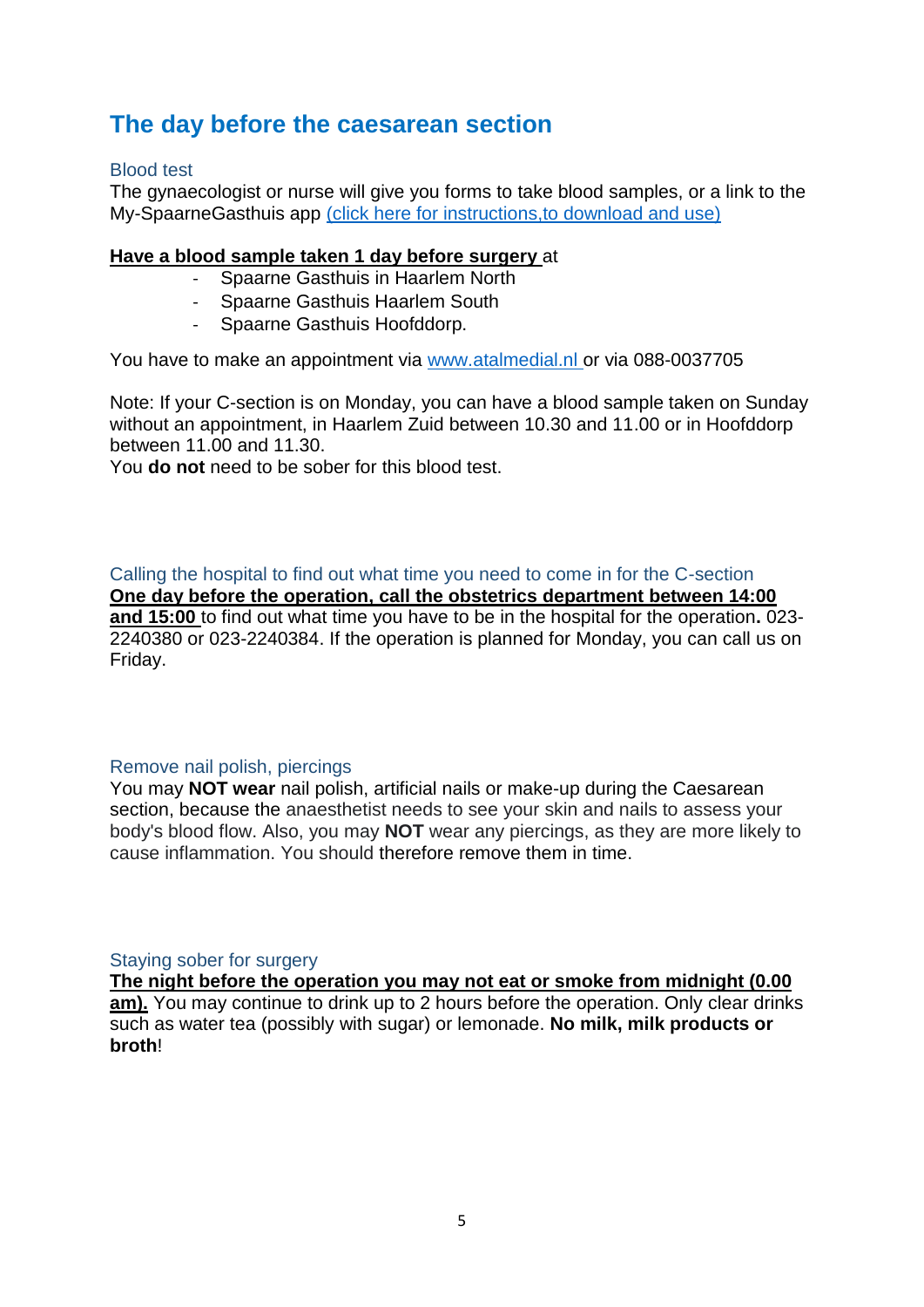## The day before the caesarean section

### Blood test

The gynaecologist or nurse will give you forms to take blood samples, or a link to the My-SpaarneGasthuis app (click here for instructions,to download and use)

**Have a blood sample taken 1 day before surgery** at

- Spaarne Gasthuis in Haarlem North
- Spaarne Gasthuis Haarlem South
- Spaarne Gasthuis Hoofddorp.

You have to make an appointment via www.atalmedial.nl or via 088-0037705

Note: If your C-section is on Monday, you can have a blood sample taken on Sunday without an appointment, in Haarlem Zuid between 10.30 and 11.00 or in Hoofddorp between 11.00 and 11.30.
You **do not** need to be sober for this blood test.

### Calling the hospital to find out what time you need to come in for the C-section

**One day before the operation, call the obstetrics department between 14:00 and 15:00** to find out what time you have to be in the hospital for the operation**.** 023-2240380 or 023-2240384. If the operation is planned for Monday, you can call us on Friday.

### Remove nail polish, piercings

You may **NOT wear** nail polish, artificial nails or make-up during the Caesarean section, because the anaesthetist needs to see your skin and nails to assess your body's blood flow. Also, you may **NOT** wear any piercings, as they are more likely to cause inflammation. You should therefore remove them in time.

### Staying sober for surgery

**The night before the operation you may not eat or smoke from midnight (0.00 am).** You may continue to drink up to 2 hours before the operation. Only clear drinks such as water tea (possibly with sugar) or lemonade. **No milk, milk products or broth**!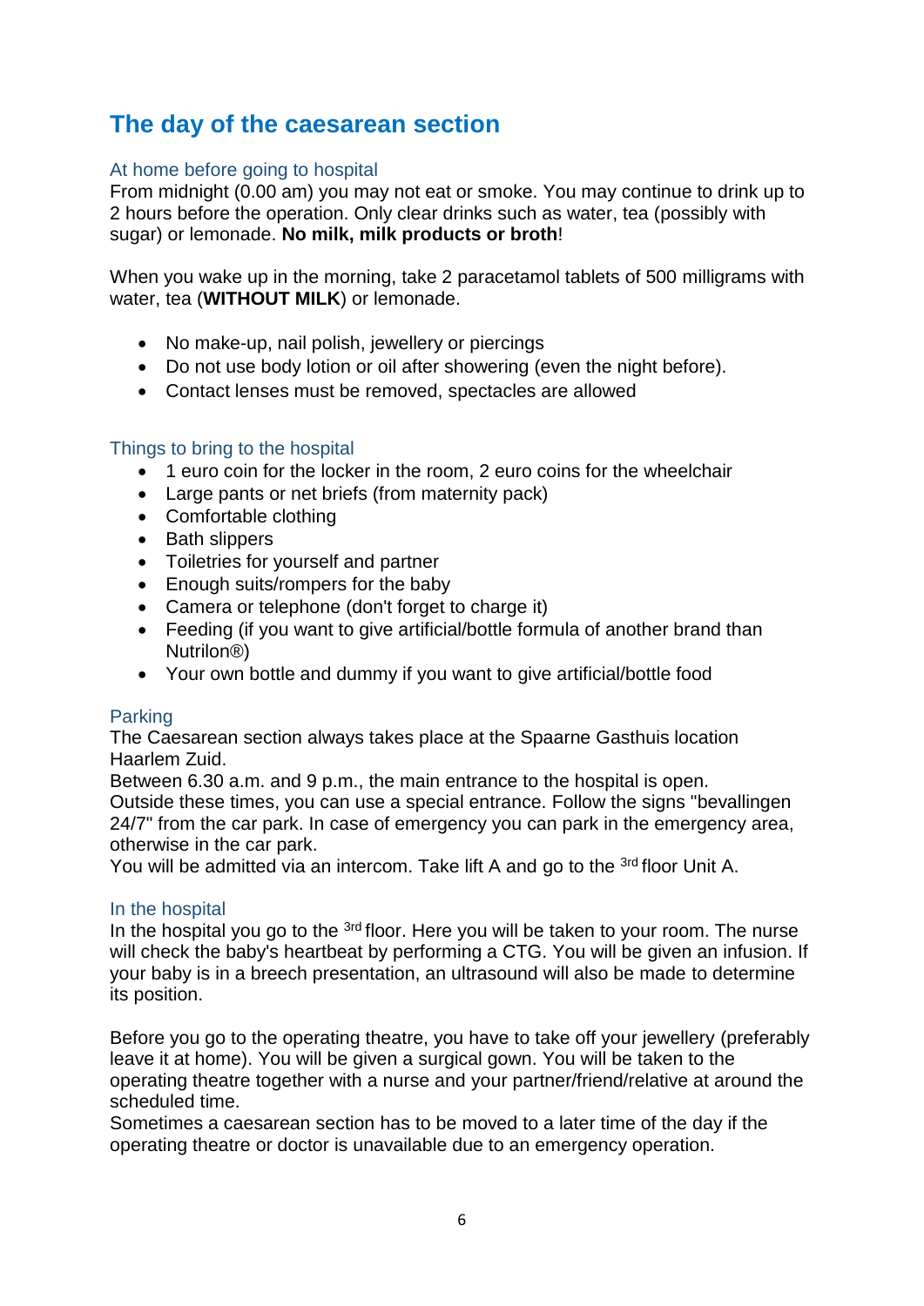## The day of the caesarean section

### At home before going to hospital

From midnight (0.00 am) you may not eat or smoke. You may continue to drink up to 2 hours before the operation. Only clear drinks such as water, tea (possibly with sugar) or lemonade. **No milk, milk products or broth**!

When you wake up in the morning, take 2 paracetamol tablets of 500 milligrams with water, tea (**WITHOUT MILK**) or lemonade.

- No make-up, nail polish, jewellery or piercings
- Do not use body lotion or oil after showering (even the night before).
- Contact lenses must be removed, spectacles are allowed

### Things to bring to the hospital

- 1 euro coin for the locker in the room, 2 euro coins for the wheelchair
- Large pants or net briefs (from maternity pack)
- Comfortable clothing
- Bath slippers
- Toiletries for yourself and partner
- Enough suits/rompers for the baby
- Camera or telephone (don't forget to charge it)
- Feeding (if you want to give artificial/bottle formula of another brand than Nutrilon®)
- Your own bottle and dummy if you want to give artificial/bottle food

### Parking

The Caesarean section always takes place at the Spaarne Gasthuis location Haarlem Zuid.
Between 6.30 a.m. and 9 p.m., the main entrance to the hospital is open. Outside these times, you can use a special entrance. Follow the signs "bevallingen 24/7" from the car park. In case of emergency you can park in the emergency area, otherwise in the car park.
You will be admitted via an intercom. Take lift A and go to the 3rd floor Unit A.

### In the hospital

In the hospital you go to the 3rd floor. Here you will be taken to your room. The nurse will check the baby's heartbeat by performing a CTG. You will be given an infusion. If your baby is in a breech presentation, an ultrasound will also be made to determine its position.

Before you go to the operating theatre, you have to take off your jewellery (preferably leave it at home). You will be given a surgical gown. You will be taken to the operating theatre together with a nurse and your partner/friend/relative at around the scheduled time.
Sometimes a caesarean section has to be moved to a later time of the day if the operating theatre or doctor is unavailable due to an emergency operation.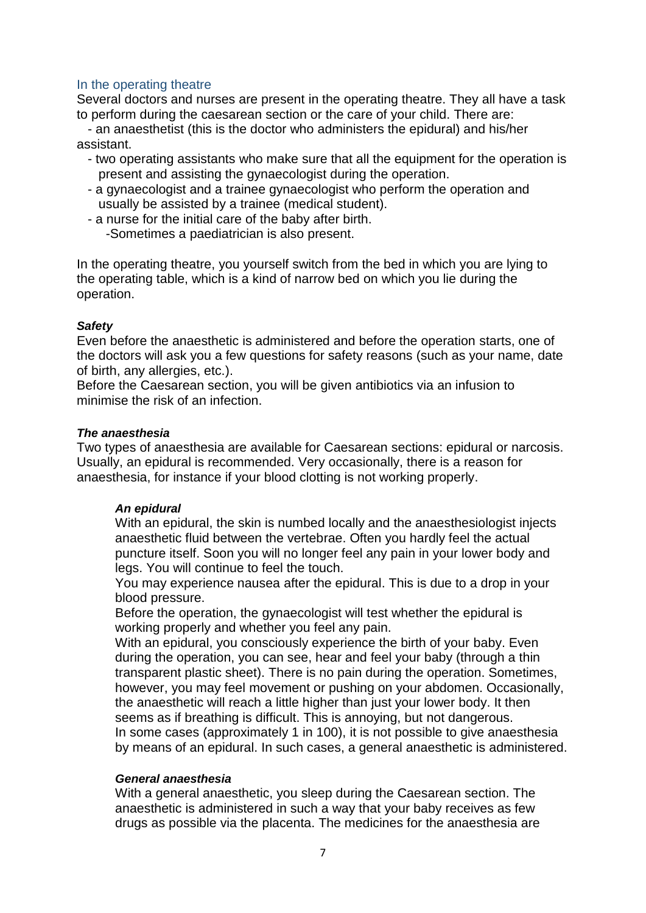## In the operating theatre

Several doctors and nurses are present in the operating theatre. They all have a task to perform during the caesarean section or the care of your child. There are:

- an anaesthetist (this is the doctor who administers the epidural) and his/her assistant.
- two operating assistants who make sure that all the equipment for the operation is present and assisting the gynaecologist during the operation.
- a gynaecologist and a trainee gynaecologist who perform the operation and usually be assisted by a trainee (medical student).
- a nurse for the initial care of the baby after birth.
  - Sometimes a paediatrician is also present.

In the operating theatre, you yourself switch from the bed in which you are lying to the operating table, which is a kind of narrow bed on which you lie during the operation.

#### *Safety*

Even before the anaesthetic is administered and before the operation starts, one of the doctors will ask you a few questions for safety reasons (such as your name, date of birth, any allergies, etc.).
Before the Caesarean section, you will be given antibiotics via an infusion to minimise the risk of an infection.

#### *The anaesthesia*

Two types of anaesthesia are available for Caesarean sections: epidural or narcosis. Usually, an epidural is recommended. Very occasionally, there is a reason for anaesthesia, for instance if your blood clotting is not working properly.

##### *An epidural*

With an epidural, the skin is numbed locally and the anaesthesiologist injects anaesthetic fluid between the vertebrae. Often you hardly feel the actual puncture itself. Soon you will no longer feel any pain in your lower body and legs. You will continue to feel the touch.
You may experience nausea after the epidural. This is due to a drop in your blood pressure.
Before the operation, the gynaecologist will test whether the epidural is working properly and whether you feel any pain.
With an epidural, you consciously experience the birth of your baby. Even during the operation, you can see, hear and feel your baby (through a thin transparent plastic sheet). There is no pain during the operation. Sometimes, however, you may feel movement or pushing on your abdomen. Occasionally, the anaesthetic will reach a little higher than just your lower body. It then seems as if breathing is difficult. This is annoying, but not dangerous.
In some cases (approximately 1 in 100), it is not possible to give anaesthesia by means of an epidural. In such cases, a general anaesthetic is administered.

##### *General anaesthesia*

With a general anaesthetic, you sleep during the Caesarean section. The anaesthetic is administered in such a way that your baby receives as few drugs as possible via the placenta. The medicines for the anaesthesia are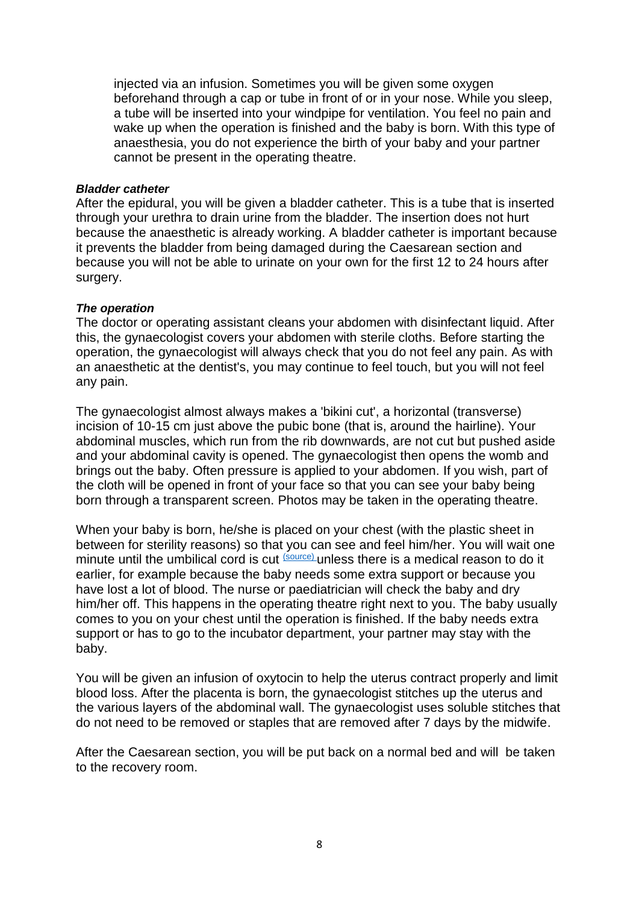injected via an infusion. Sometimes you will be given some oxygen beforehand through a cap or tube in front of or in your nose. While you sleep, a tube will be inserted into your windpipe for ventilation. You feel no pain and wake up when the operation is finished and the baby is born. With this type of anaesthesia, you do not experience the birth of your baby and your partner cannot be present in the operating theatre.

***Bladder catheter***

After the epidural, you will be given a bladder catheter. This is a tube that is inserted through your urethra to drain urine from the bladder. The insertion does not hurt because the anaesthetic is already working. A bladder catheter is important because it prevents the bladder from being damaged during the Caesarean section and because you will not be able to urinate on your own for the first 12 to 24 hours after surgery.

***The operation***

The doctor or operating assistant cleans your abdomen with disinfectant liquid. After this, the gynaecologist covers your abdomen with sterile cloths. Before starting the operation, the gynaecologist will always check that you do not feel any pain. As with an anaesthetic at the dentist's, you may continue to feel touch, but you will not feel any pain.

The gynaecologist almost always makes a 'bikini cut', a horizontal (transverse) incision of 10-15 cm just above the pubic bone (that is, around the hairline). Your abdominal muscles, which run from the rib downwards, are not cut but pushed aside and your abdominal cavity is opened. The gynaecologist then opens the womb and brings out the baby. Often pressure is applied to your abdomen. If you wish, part of the cloth will be opened in front of your face so that you can see your baby being born through a transparent screen. Photos may be taken in the operating theatre.

When your baby is born, he/she is placed on your chest (with the plastic sheet in between for sterility reasons) so that you can see and feel him/her. You will wait one minute until the umbilical cord is cut [(source)] unless there is a medical reason to do it earlier, for example because the baby needs some extra support or because you have lost a lot of blood. The nurse or paediatrician will check the baby and dry him/her off. This happens in the operating theatre right next to you. The baby usually comes to you on your chest until the operation is finished. If the baby needs extra support or has to go to the incubator department, your partner may stay with the baby.

You will be given an infusion of oxytocin to help the uterus contract properly and limit blood loss. After the placenta is born, the gynaecologist stitches up the uterus and the various layers of the abdominal wall. The gynaecologist uses soluble stitches that do not need to be removed or staples that are removed after 7 days by the midwife.

After the Caesarean section, you will be put back on a normal bed and will be taken to the recovery room.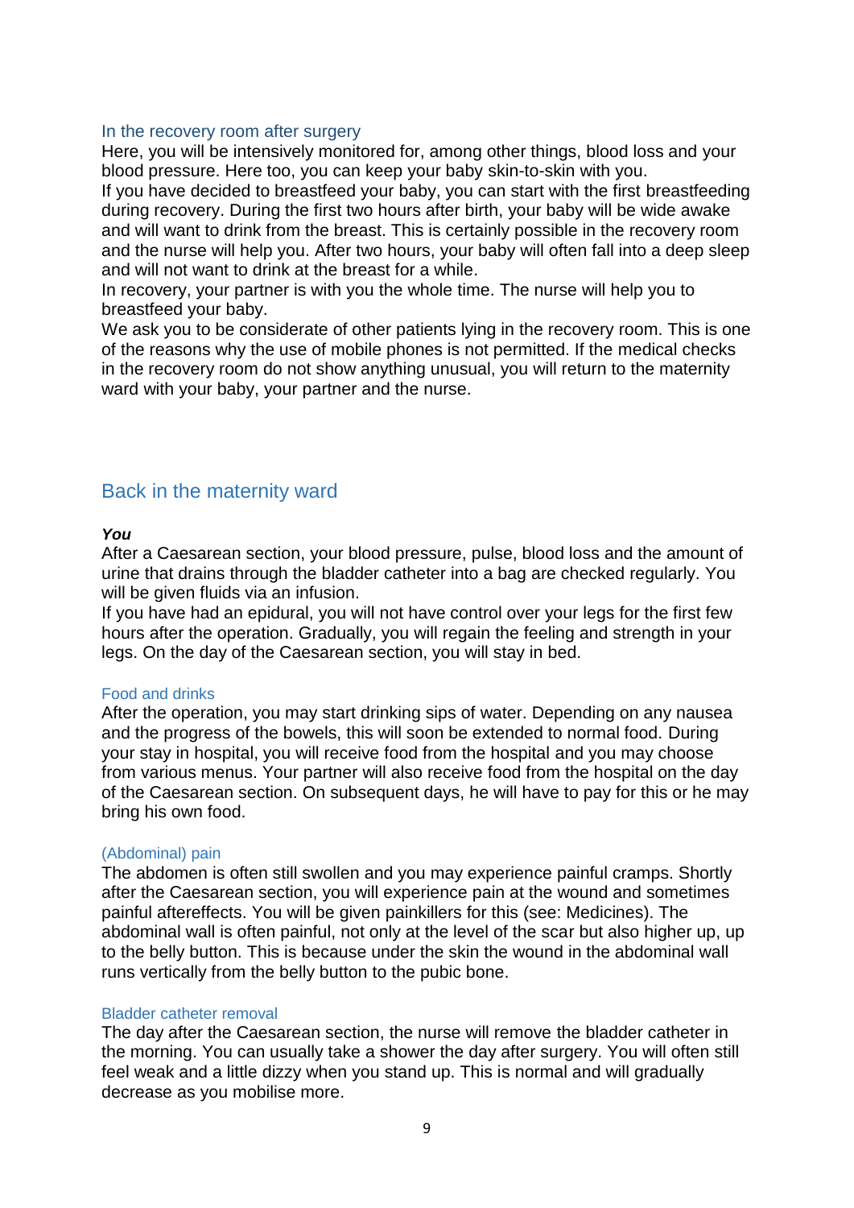### In the recovery room after surgery

Here, you will be intensively monitored for, among other things, blood loss and your blood pressure. Here too, you can keep your baby skin-to-skin with you.

If you have decided to breastfeed your baby, you can start with the first breastfeeding during recovery. During the first two hours after birth, your baby will be wide awake and will want to drink from the breast. This is certainly possible in the recovery room and the nurse will help you. After two hours, your baby will often fall into a deep sleep and will not want to drink at the breast for a while.

In recovery, your partner is with you the whole time. The nurse will help you to breastfeed your baby.

We ask you to be considerate of other patients lying in the recovery room. This is one of the reasons why the use of mobile phones is not permitted. If the medical checks in the recovery room do not show anything unusual, you will return to the maternity ward with your baby, your partner and the nurse.

## Back in the maternity ward

***You***

After a Caesarean section, your blood pressure, pulse, blood loss and the amount of urine that drains through the bladder catheter into a bag are checked regularly. You will be given fluids via an infusion.

If you have had an epidural, you will not have control over your legs for the first few hours after the operation. Gradually, you will regain the feeling and strength in your legs. On the day of the Caesarean section, you will stay in bed.

### Food and drinks

After the operation, you may start drinking sips of water. Depending on any nausea and the progress of the bowels, this will soon be extended to normal food. During your stay in hospital, you will receive food from the hospital and you may choose from various menus. Your partner will also receive food from the hospital on the day of the Caesarean section. On subsequent days, he will have to pay for this or he may bring his own food.

### (Abdominal) pain

The abdomen is often still swollen and you may experience painful cramps. Shortly after the Caesarean section, you will experience pain at the wound and sometimes painful aftereffects. You will be given painkillers for this (see: Medicines). The abdominal wall is often painful, not only at the level of the scar but also higher up, up to the belly button. This is because under the skin the wound in the abdominal wall runs vertically from the belly button to the pubic bone.

### Bladder catheter removal

The day after the Caesarean section, the nurse will remove the bladder catheter in the morning. You can usually take a shower the day after surgery. You will often still feel weak and a little dizzy when you stand up. This is normal and will gradually decrease as you mobilise more.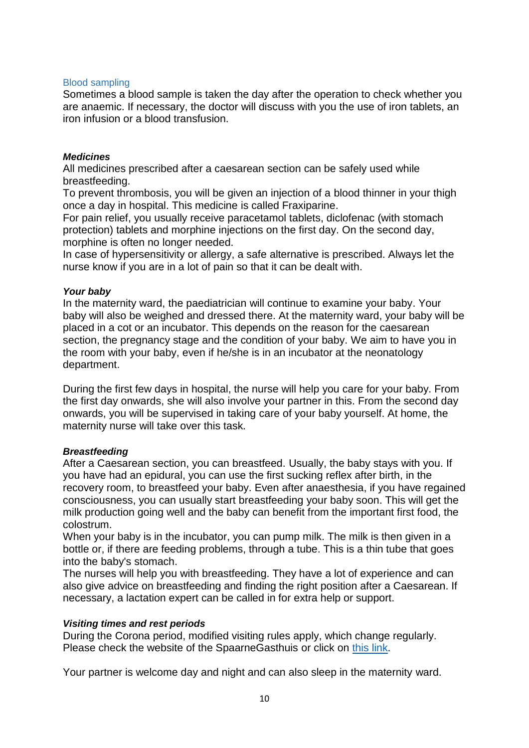### Blood sampling

Sometimes a blood sample is taken the day after the operation to check whether you are anaemic. If necessary, the doctor will discuss with you the use of iron tablets, an iron infusion or a blood transfusion.

### ***Medicines***

All medicines prescribed after a caesarean section can be safely used while breastfeeding.
To prevent thrombosis, you will be given an injection of a blood thinner in your thigh once a day in hospital. This medicine is called Fraxiparine.
For pain relief, you usually receive paracetamol tablets, diclofenac (with stomach protection) tablets and morphine injections on the first day. On the second day, morphine is often no longer needed.
In case of hypersensitivity or allergy, a safe alternative is prescribed. Always let the nurse know if you are in a lot of pain so that it can be dealt with.

### ***Your baby***

In the maternity ward, the paediatrician will continue to examine your baby. Your baby will also be weighed and dressed there. At the maternity ward, your baby will be placed in a cot or an incubator. This depends on the reason for the caesarean section, the pregnancy stage and the condition of your baby. We aim to have you in the room with your baby, even if he/she is in an incubator at the neonatology department.

During the first few days in hospital, the nurse will help you care for your baby. From the first day onwards, she will also involve your partner in this. From the second day onwards, you will be supervised in taking care of your baby yourself. At home, the maternity nurse will take over this task.

### ***Breastfeeding***

After a Caesarean section, you can breastfeed. Usually, the baby stays with you. If you have had an epidural, you can use the first sucking reflex after birth, in the recovery room, to breastfeed your baby. Even after anaesthesia, if you have regained consciousness, you can usually start breastfeeding your baby soon. This will get the milk production going well and the baby can benefit from the important first food, the colostrum.
When your baby is in the incubator, you can pump milk. The milk is then given in a bottle or, if there are feeding problems, through a tube. This is a thin tube that goes into the baby's stomach.
The nurses will help you with breastfeeding. They have a lot of experience and can also give advice on breastfeeding and finding the right position after a Caesarean. If necessary, a lactation expert can be called in for extra help or support.

### ***Visiting times and rest periods***

During the Corona period, modified visiting rules apply, which change regularly. Please check the website of the SpaarneGasthuis or click on this link.

Your partner is welcome day and night and can also sleep in the maternity ward.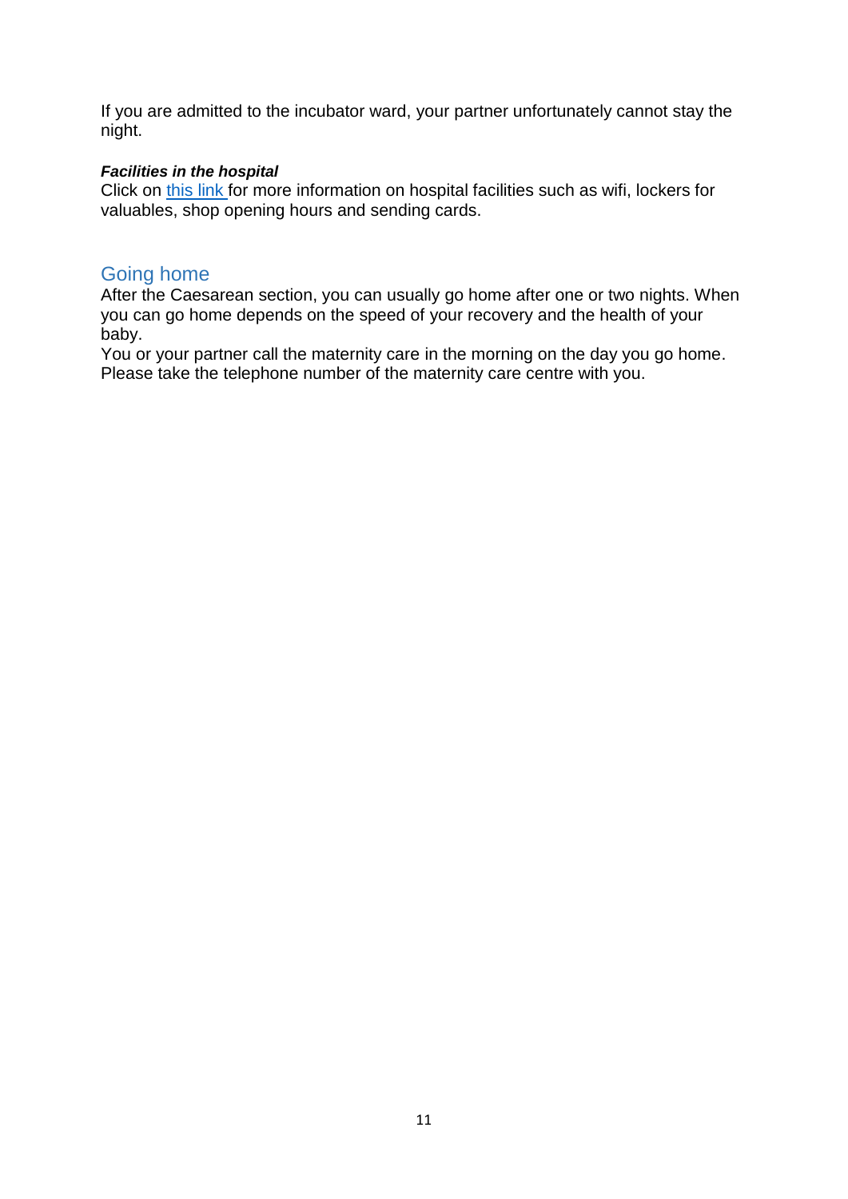If you are admitted to the incubator ward, your partner unfortunately cannot stay the night.

***Facilities in the hospital***
Click on this link for more information on hospital facilities such as wifi, lockers for valuables, shop opening hours and sending cards.

## Going home

After the Caesarean section, you can usually go home after one or two nights. When you can go home depends on the speed of your recovery and the health of your baby.
You or your partner call the maternity care in the morning on the day you go home. Please take the telephone number of the maternity care centre with you.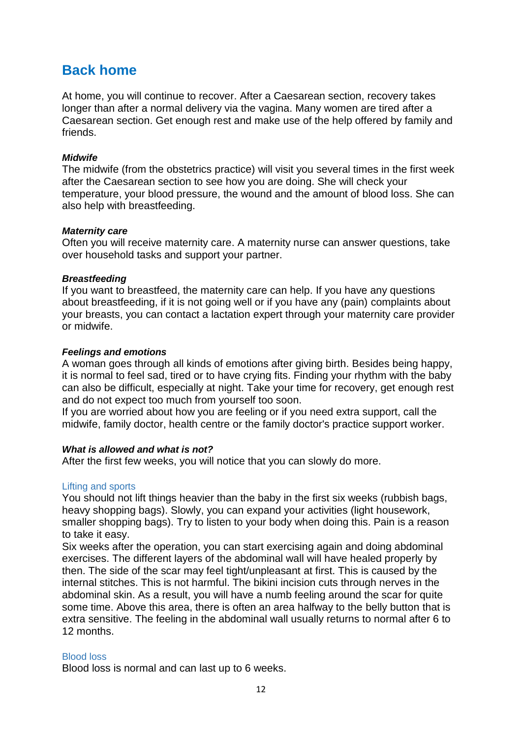## Back home

At home, you will continue to recover. After a Caesarean section, recovery takes longer than after a normal delivery via the vagina. Many women are tired after a Caesarean section. Get enough rest and make use of the help offered by family and friends.

***Midwife***

The midwife (from the obstetrics practice) will visit you several times in the first week after the Caesarean section to see how you are doing. She will check your temperature, your blood pressure, the wound and the amount of blood loss. She can also help with breastfeeding.

***Maternity care***

Often you will receive maternity care. A maternity nurse can answer questions, take over household tasks and support your partner.

***Breastfeeding***

If you want to breastfeed, the maternity care can help. If you have any questions about breastfeeding, if it is not going well or if you have any (pain) complaints about your breasts, you can contact a lactation expert through your maternity care provider or midwife.

***Feelings and emotions***

A woman goes through all kinds of emotions after giving birth. Besides being happy, it is normal to feel sad, tired or to have crying fits. Finding your rhythm with the baby can also be difficult, especially at night. Take your time for recovery, get enough rest and do not expect too much from yourself too soon.
If you are worried about how you are feeling or if you need extra support, call the midwife, family doctor, health centre or the family doctor's practice support worker.

***What is allowed and what is not?***

After the first few weeks, you will notice that you can slowly do more.

#### Lifting and sports

You should not lift things heavier than the baby in the first six weeks (rubbish bags, heavy shopping bags). Slowly, you can expand your activities (light housework, smaller shopping bags). Try to listen to your body when doing this. Pain is a reason to take it easy.
Six weeks after the operation, you can start exercising again and doing abdominal exercises. The different layers of the abdominal wall will have healed properly by then. The side of the scar may feel tight/unpleasant at first. This is caused by the internal stitches. This is not harmful. The bikini incision cuts through nerves in the abdominal skin. As a result, you will have a numb feeling around the scar for quite some time. Above this area, there is often an area halfway to the belly button that is extra sensitive. The feeling in the abdominal wall usually returns to normal after 6 to 12 months.

#### Blood loss

Blood loss is normal and can last up to 6 weeks.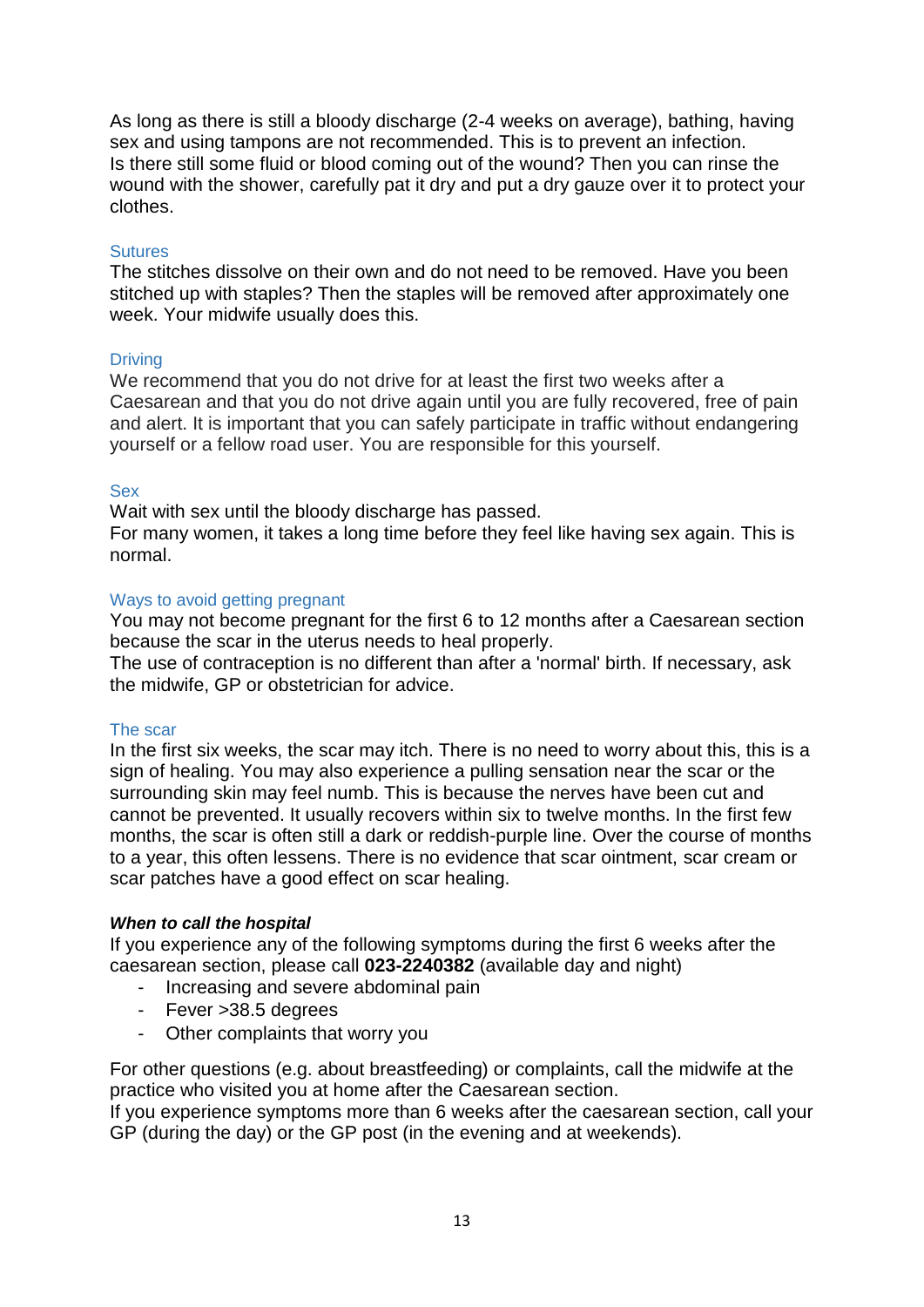As long as there is still a bloody discharge (2-4 weeks on average), bathing, having sex and using tampons are not recommended. This is to prevent an infection.
Is there still some fluid or blood coming out of the wound? Then you can rinse the wound with the shower, carefully pat it dry and put a dry gauze over it to protect your clothes.

### Sutures

The stitches dissolve on their own and do not need to be removed. Have you been stitched up with staples? Then the staples will be removed after approximately one week. Your midwife usually does this.

### Driving

We recommend that you do not drive for at least the first two weeks after a Caesarean and that you do not drive again until you are fully recovered, free of pain and alert. It is important that you can safely participate in traffic without endangering yourself or a fellow road user. You are responsible for this yourself.

### Sex

Wait with sex until the bloody discharge has passed.
For many women, it takes a long time before they feel like having sex again. This is normal.

### Ways to avoid getting pregnant

You may not become pregnant for the first 6 to 12 months after a Caesarean section because the scar in the uterus needs to heal properly.
The use of contraception is no different than after a 'normal' birth. If necessary, ask the midwife, GP or obstetrician for advice.

### The scar

In the first six weeks, the scar may itch. There is no need to worry about this, this is a sign of healing. You may also experience a pulling sensation near the scar or the surrounding skin may feel numb. This is because the nerves have been cut and cannot be prevented. It usually recovers within six to twelve months. In the first few months, the scar is often still a dark or reddish-purple line. Over the course of months to a year, this often lessens. There is no evidence that scar ointment, scar cream or scar patches have a good effect on scar healing.

***When to call the hospital***

If you experience any of the following symptoms during the first 6 weeks after the caesarean section, please call **023-2240382** (available day and night)

- Increasing and severe abdominal pain
- Fever >38.5 degrees
- Other complaints that worry you

For other questions (e.g. about breastfeeding) or complaints, call the midwife at the practice who visited you at home after the Caesarean section.
If you experience symptoms more than 6 weeks after the caesarean section, call your GP (during the day) or the GP post (in the evening and at weekends).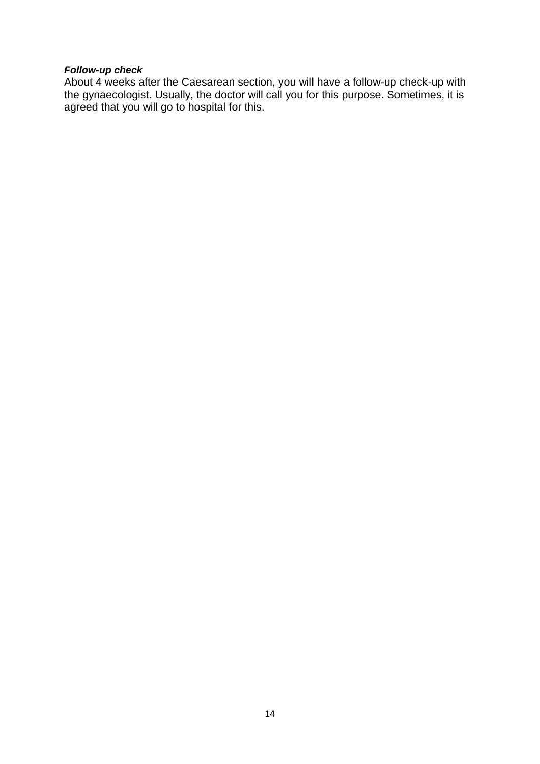***Follow-up check***

About 4 weeks after the Caesarean section, you will have a follow-up check-up with the gynaecologist. Usually, the doctor will call you for this purpose. Sometimes, it is agreed that you will go to hospital for this.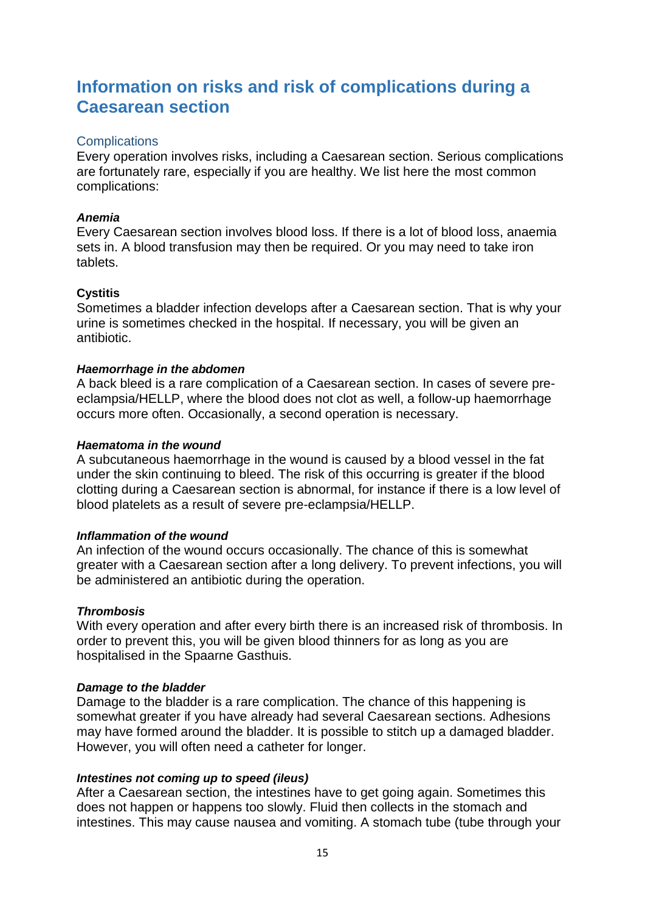# Information on risks and risk of complications during a Caesarean section

## Complications

Every operation involves risks, including a Caesarean section. Serious complications are fortunately rare, especially if you are healthy. We list here the most common complications:

***Anemia***

Every Caesarean section involves blood loss. If there is a lot of blood loss, anaemia sets in. A blood transfusion may then be required. Or you may need to take iron tablets.

**Cystitis**

Sometimes a bladder infection develops after a Caesarean section. That is why your urine is sometimes checked in the hospital. If necessary, you will be given an antibiotic.

***Haemorrhage in the abdomen***

A back bleed is a rare complication of a Caesarean section. In cases of severe pre-eclampsia/HELLP, where the blood does not clot as well, a follow-up haemorrhage occurs more often. Occasionally, a second operation is necessary.

***Haematoma in the wound***

A subcutaneous haemorrhage in the wound is caused by a blood vessel in the fat under the skin continuing to bleed. The risk of this occurring is greater if the blood clotting during a Caesarean section is abnormal, for instance if there is a low level of blood platelets as a result of severe pre-eclampsia/HELLP.

***Inflammation of the wound***

An infection of the wound occurs occasionally. The chance of this is somewhat greater with a Caesarean section after a long delivery. To prevent infections, you will be administered an antibiotic during the operation.

***Thrombosis***

With every operation and after every birth there is an increased risk of thrombosis. In order to prevent this, you will be given blood thinners for as long as you are hospitalised in the Spaarne Gasthuis.

***Damage to the bladder***

Damage to the bladder is a rare complication. The chance of this happening is somewhat greater if you have already had several Caesarean sections. Adhesions may have formed around the bladder. It is possible to stitch up a damaged bladder. However, you will often need a catheter for longer.

***Intestines not coming up to speed (ileus)***

After a Caesarean section, the intestines have to get going again. Sometimes this does not happen or happens too slowly. Fluid then collects in the stomach and intestines. This may cause nausea and vomiting. A stomach tube (tube through your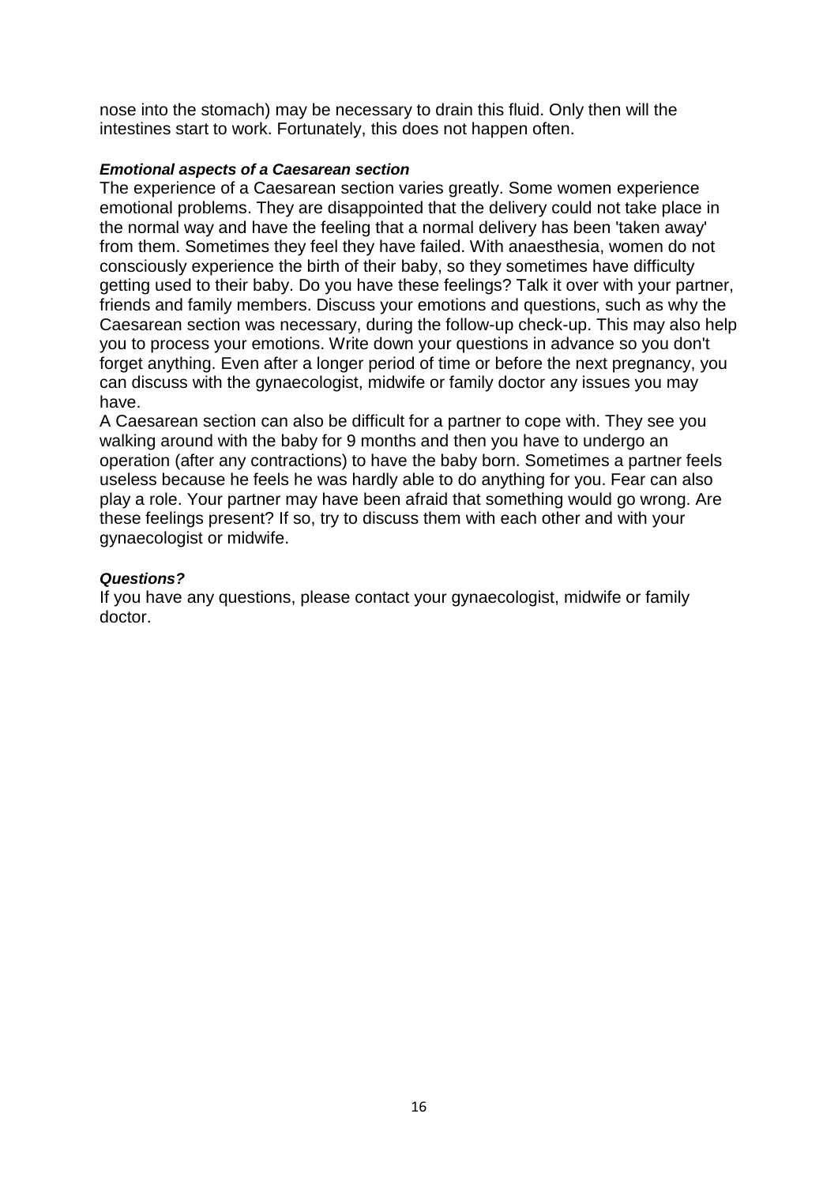nose into the stomach) may be necessary to drain this fluid. Only then will the intestines start to work. Fortunately, this does not happen often.

***Emotional aspects of a Caesarean section***

The experience of a Caesarean section varies greatly. Some women experience emotional problems. They are disappointed that the delivery could not take place in the normal way and have the feeling that a normal delivery has been 'taken away' from them. Sometimes they feel they have failed. With anaesthesia, women do not consciously experience the birth of their baby, so they sometimes have difficulty getting used to their baby. Do you have these feelings? Talk it over with your partner, friends and family members. Discuss your emotions and questions, such as why the Caesarean section was necessary, during the follow-up check-up. This may also help you to process your emotions. Write down your questions in advance so you don't forget anything. Even after a longer period of time or before the next pregnancy, you can discuss with the gynaecologist, midwife or family doctor any issues you may have.

A Caesarean section can also be difficult for a partner to cope with. They see you walking around with the baby for 9 months and then you have to undergo an operation (after any contractions) to have the baby born. Sometimes a partner feels useless because he feels he was hardly able to do anything for you. Fear can also play a role. Your partner may have been afraid that something would go wrong. Are these feelings present? If so, try to discuss them with each other and with your gynaecologist or midwife.

***Questions?***

If you have any questions, please contact your gynaecologist, midwife or family doctor.